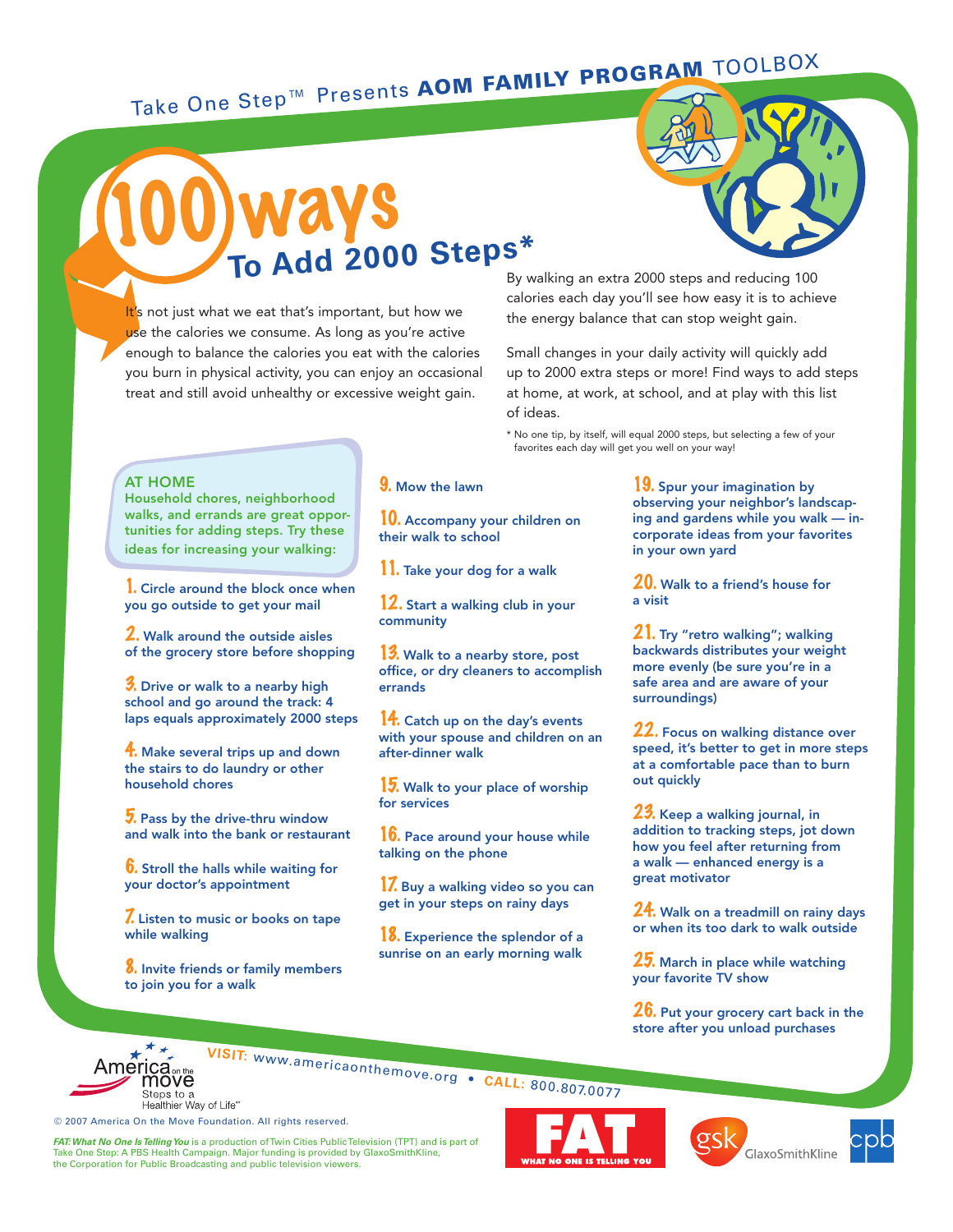Take One Step™ Presents **AOM FAMILY PROGRAM** TOOLBOX

# 100 ways To Add 2000 Steps*

It's not just what we eat that's important, but how we use the calories we consume. As long as you're active enough to balance the calories you eat with the calories you burn in physical activity, you can enjoy an occasional treat and still avoid unhealthy or excessive weight gain.

By walking an extra 2000 steps and reducing 100 calories each day you'll see how easy it is to achieve the energy balance that can stop weight gain.

Small changes in your daily activity will quickly add up to 2000 extra steps or more! Find ways to add steps at home, at work, at school, and at play with this list of ideas.

\* No one tip, by itself, will equal 2000 steps, but selecting a few of your favorites each day will get you well on your way!

## AT HOME

Household chores, neighborhood walks, and errands are great opportunities for adding steps. Try these ideas for increasing your walking:

1. Circle around the block once when you go outside to get your mail
2. Walk around the outside aisles of the grocery store before shopping
3. Drive or walk to a nearby high school and go around the track: 4 laps equals approximately 2000 steps
4. Make several trips up and down the stairs to do laundry or other household chores
5. Pass by the drive-thru window and walk into the bank or restaurant
6. Stroll the halls while waiting for your doctor's appointment
7. Listen to music or books on tape while walking
8. Invite friends or family members to join you for a walk
9. Mow the lawn
10. Accompany your children on their walk to school
11. Take your dog for a walk
12. Start a walking club in your community
13. Walk to a nearby store, post office, or dry cleaners to accomplish errands
14. Catch up on the day's events with your spouse and children on an after-dinner walk
15. Walk to your place of worship for services
16. Pace around your house while talking on the phone
17. Buy a walking video so you can get in your steps on rainy days
18. Experience the splendor of a sunrise on an early morning walk
19. Spur your imagination by observing your neighbor's landscaping and gardens while you walk — incorporate ideas from your favorites in your own yard
20. Walk to a friend's house for a visit
21. Try "retro walking"; walking backwards distributes your weight more evenly (be sure you're in a safe area and are aware of your surroundings)
22. Focus on walking distance over speed, it's better to get in more steps at a comfortable pace than to burn out quickly
23. Keep a walking journal, in addition to tracking steps, jot down how you feel after returning from a walk — enhanced energy is a great motivator
24. Walk on a treadmill on rainy days or when its too dark to walk outside
25. March in place while watching your favorite TV show
26. Put your grocery cart back in the store after you unload purchases

**VISIT:** www.americaonthemove.org • **CALL:** 800.807.0077

America on the move — Steps to a Healthier Way of Life℠

© 2007 America On the Move Foundation. All rights reserved.

*FAT: What No One Is Telling You* is a production of Twin Cities Public Television (TPT) and is part of Take One Step: A PBS Health Campaign. Major funding is provided by GlaxoSmithKline, the Corporation for Public Broadcasting and public television viewers.

FAT — WHAT NO ONE IS TELLING YOU

gsk GlaxoSmithKline

cpb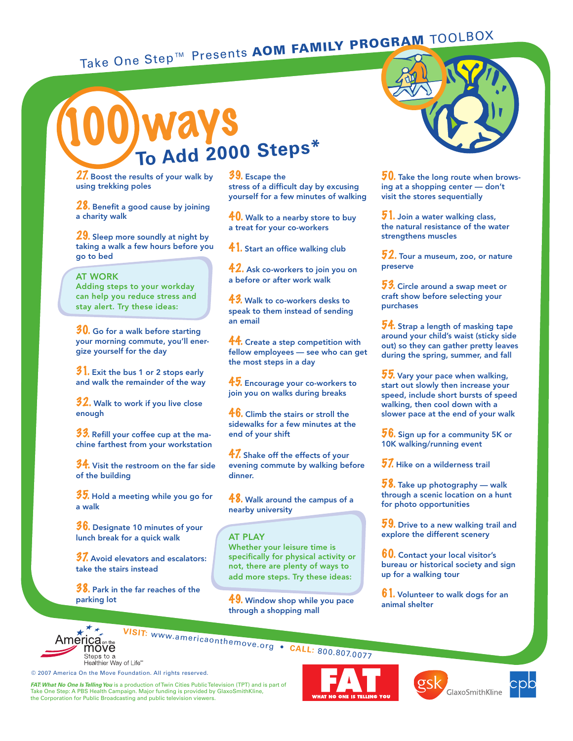Take One Step™ Presents **AOM FAMILY PROGRAM** TOOLBOX

# 100 ways To Add 2000 Steps*

27. Boost the results of your walk by using trekking poles

28. Benefit a good cause by joining a charity walk

29. Sleep more soundly at night by taking a walk a few hours before you go to bed

## AT WORK

Adding steps to your workday can help you reduce stress and stay alert. Try these ideas:

30. Go for a walk before starting your morning commute, you'll energize yourself for the day

31. Exit the bus 1 or 2 stops early and walk the remainder of the way

32. Walk to work if you live close enough

33. Refill your coffee cup at the machine farthest from your workstation

34. Visit the restroom on the far side of the building

35. Hold a meeting while you go for a walk

36. Designate 10 minutes of your lunch break for a quick walk

37. Avoid elevators and escalators: take the stairs instead

38. Park in the far reaches of the parking lot

39. Escape the stress of a difficult day by excusing yourself for a few minutes of walking

40. Walk to a nearby store to buy a treat for your co-workers

41. Start an office walking club

42. Ask co-workers to join you on a before or after work walk

43. Walk to co-workers desks to speak to them instead of sending an email

44. Create a step competition with fellow employees — see who can get the most steps in a day

45. Encourage your co-workers to join you on walks during breaks

46. Climb the stairs or stroll the sidewalks for a few minutes at the end of your shift

47. Shake off the effects of your evening commute by walking before dinner.

48. Walk around the campus of a nearby university

## AT PLAY

Whether your leisure time is specifically for physical activity or not, there are plenty of ways to add more steps. Try these ideas:

49. Window shop while you pace through a shopping mall

50. Take the long route when browsing at a shopping center — don't visit the stores sequentially

51. Join a water walking class, the natural resistance of the water strengthens muscles

52. Tour a museum, zoo, or nature preserve

53. Circle around a swap meet or craft show before selecting your purchases

54. Strap a length of masking tape around your child's waist (sticky side out) so they can gather pretty leaves during the spring, summer, and fall

55. Vary your pace when walking, start out slowly then increase your speed, include short bursts of speed walking, then cool down with a slower pace at the end of your walk

56. Sign up for a community 5K or 10K walking/running event

57. Hike on a wilderness trail

58. Take up photography — walk through a scenic location on a hunt for photo opportunities

59. Drive to a new walking trail and explore the different scenery

60. Contact your local visitor's bureau or historical society and sign up for a walking tour

61. Volunteer to walk dogs for an animal shelter

America on the move — Steps to a Healthier Way of Life℠

VISIT: www.americaonthemove.org • CALL: 800.807.0077

© 2007 America On the Move Foundation. All rights reserved.

*FAT: What No One Is Telling You* is a production of Twin Cities Public Television (TPT) and is part of Take One Step: A PBS Health Campaign. Major funding is provided by GlaxoSmithKline, the Corporation for Public Broadcasting and public television viewers.

FAT — WHAT NO ONE IS TELLING YOU

gsk GlaxoSmithKline

cpb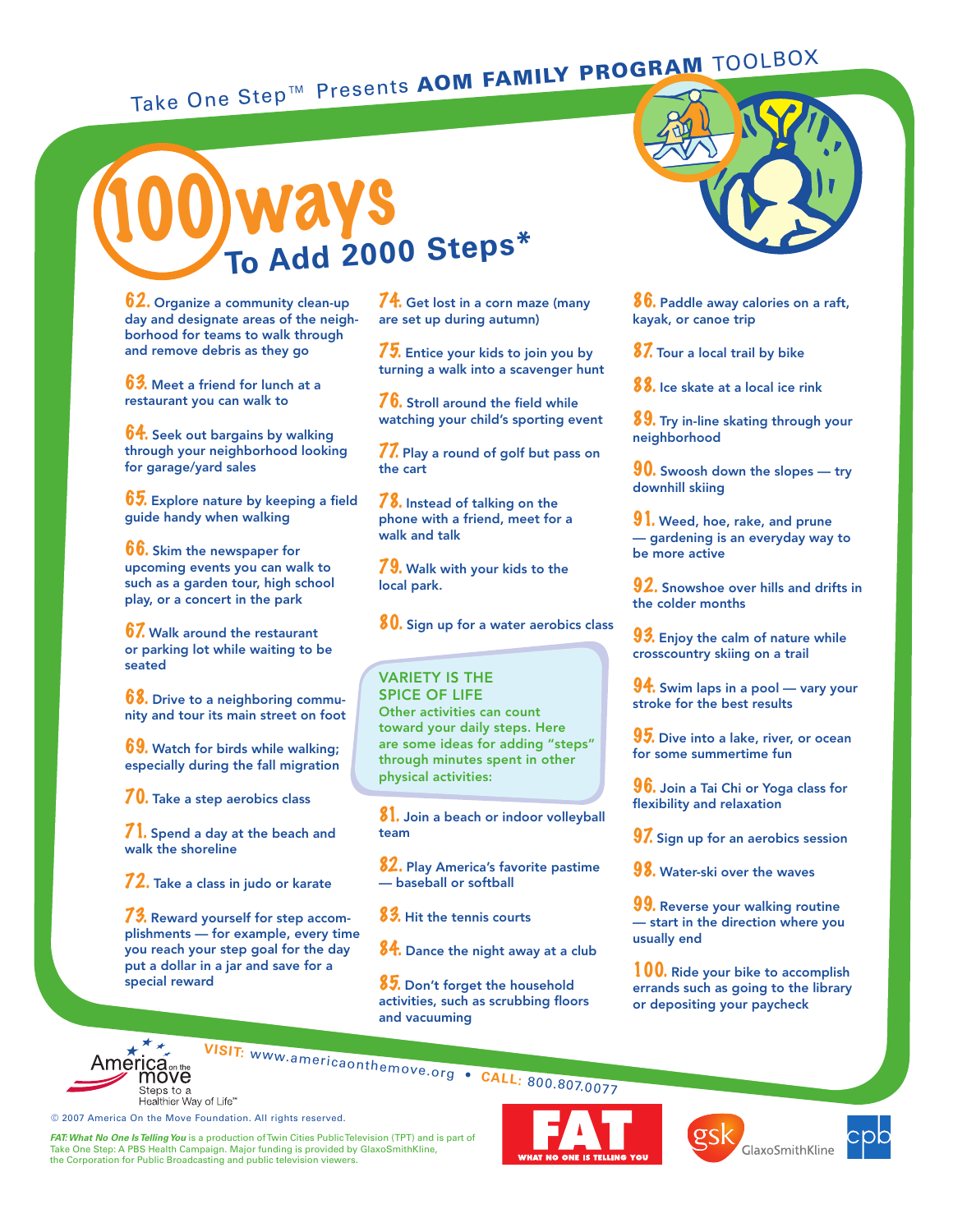Take One Step™ Presents **AOM FAMILY PROGRAM** TOOLBOX

# 100 ways To Add 2000 Steps*

**62.** Organize a community clean-up day and designate areas of the neighborhood for teams to walk through and remove debris as they go

**63.** Meet a friend for lunch at a restaurant you can walk to

**64.** Seek out bargains by walking through your neighborhood looking for garage/yard sales

**65.** Explore nature by keeping a field guide handy when walking

**66.** Skim the newspaper for upcoming events you can walk to such as a garden tour, high school play, or a concert in the park

**67.** Walk around the restaurant or parking lot while waiting to be seated

**68.** Drive to a neighboring community and tour its main street on foot

**69.** Watch for birds while walking; especially during the fall migration

**70.** Take a step aerobics class

**71.** Spend a day at the beach and walk the shoreline

**72.** Take a class in judo or karate

**73.** Reward yourself for step accomplishments — for example, every time you reach your step goal for the day put a dollar in a jar and save for a special reward

**74.** Get lost in a corn maze (many are set up during autumn)

**75.** Entice your kids to join you by turning a walk into a scavenger hunt

**76.** Stroll around the field while watching your child's sporting event

**77.** Play a round of golf but pass on the cart

**78.** Instead of talking on the phone with a friend, meet for a walk and talk

**79.** Walk with your kids to the local park.

**80.** Sign up for a water aerobics class

### VARIETY IS THE SPICE OF LIFE

Other activities can count toward your daily steps. Here are some ideas for adding "steps" through minutes spent in other physical activities:

**81.** Join a beach or indoor volleyball team

**82.** Play America's favorite pastime — baseball or softball

**83.** Hit the tennis courts

**84.** Dance the night away at a club

**85.** Don't forget the household activities, such as scrubbing floors and vacuuming

**86.** Paddle away calories on a raft, kayak, or canoe trip

**87.** Tour a local trail by bike

**88.** Ice skate at a local ice rink

**89.** Try in-line skating through your neighborhood

**90.** Swoosh down the slopes — try downhill skiing

**91.** Weed, hoe, rake, and prune — gardening is an everyday way to be more active

**92.** Snowshoe over hills and drifts in the colder months

**93.** Enjoy the calm of nature while crosscountry skiing on a trail

**94.** Swim laps in a pool — vary your stroke for the best results

**95.** Dive into a lake, river, or ocean for some summertime fun

**96.** Join a Tai Chi or Yoga class for flexibility and relaxation

**97.** Sign up for an aerobics session

**98.** Water-ski over the waves

**99.** Reverse your walking routine — start in the direction where you usually end

**100.** Ride your bike to accomplish errands such as going to the library or depositing your paycheck

America on the move — Steps to a Healthier Way of Life™

**VISIT:** www.americaonthemove.org • **CALL:** 800.807.0077

© 2007 America On the Move Foundation. All rights reserved.

*FAT: What No One Is Telling You* is a production of Twin Cities Public Television (TPT) and is part of Take One Step: A PBS Health Campaign. Major funding is provided by GlaxoSmithKline, the Corporation for Public Broadcasting and public television viewers.

FAT — WHAT NO ONE IS TELLING YOU

gsk GlaxoSmithKline

cpb